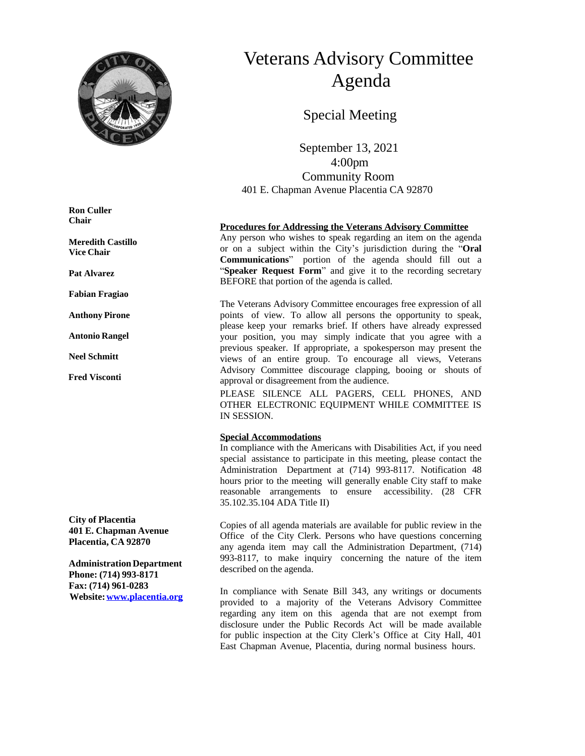# Veterans Advisory Committee Agenda

## Special Meeting

September 13, 2021
4:00pm
Community Room
401 E. Chapman Avenue Placentia CA 92870

**Ron Culler**
**Chair**

**Meredith Castillo**
**Vice Chair**

**Pat Alvarez**

**Fabian Fragiao**

**Anthony Pirone**

**Antonio Rangel**

**Neel Schmitt**

**Fred Visconti**

**City of Placentia**
**401 E. Chapman Avenue**
**Placentia, CA 92870**

**Administration Department**
**Phone: (714) 993-8171**
**Fax: (714) 961-0283**
**Website: [www.placentia.org](http://www.placentia.org)**

**Procedures for Addressing the Veterans Advisory Committee**

Any person who wishes to speak regarding an item on the agenda or on a subject within the City's jurisdiction during the "**Oral Communications**" portion of the agenda should fill out a "**Speaker Request Form**" and give it to the recording secretary BEFORE that portion of the agenda is called.

The Veterans Advisory Committee encourages free expression of all points of view. To allow all persons the opportunity to speak, please keep your remarks brief. If others have already expressed your position, you may simply indicate that you agree with a previous speaker. If appropriate, a spokesperson may present the views of an entire group. To encourage all views, Veterans Advisory Committee discourage clapping, booing or shouts of approval or disagreement from the audience.

PLEASE SILENCE ALL PAGERS, CELL PHONES, AND OTHER ELECTRONIC EQUIPMENT WHILE COMMITTEE IS IN SESSION.

**Special Accommodations**

In compliance with the Americans with Disabilities Act, if you need special assistance to participate in this meeting, please contact the Administration Department at (714) 993-8117. Notification 48 hours prior to the meeting will generally enable City staff to make reasonable arrangements to ensure accessibility. (28 CFR 35.102.35.104 ADA Title II)

Copies of all agenda materials are available for public review in the Office of the City Clerk. Persons who have questions concerning any agenda item may call the Administration Department, (714) 993-8117, to make inquiry concerning the nature of the item described on the agenda.

In compliance with Senate Bill 343, any writings or documents provided to a majority of the Veterans Advisory Committee regarding any item on this agenda that are not exempt from disclosure under the Public Records Act will be made available for public inspection at the City Clerk's Office at City Hall, 401 East Chapman Avenue, Placentia, during normal business hours.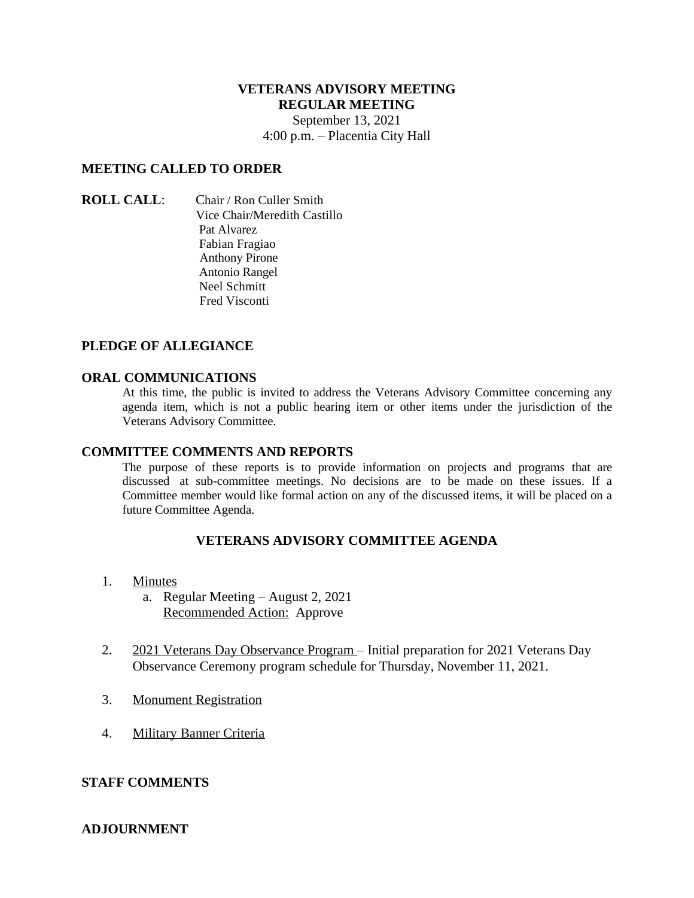# VETERANS ADVISORY MEETING
## REGULAR MEETING

September 13, 2021
4:00 p.m. – Placentia City Hall

## MEETING CALLED TO ORDER

**ROLL CALL**: Chair / Ron Culler Smith
Vice Chair/Meredith Castillo
Pat Alvarez
Fabian Fragiao
Anthony Pirone
Antonio Rangel
Neel Schmitt
Fred Visconti

## PLEDGE OF ALLEGIANCE

## ORAL COMMUNICATIONS

At this time, the public is invited to address the Veterans Advisory Committee concerning any agenda item, which is not a public hearing item or other items under the jurisdiction of the Veterans Advisory Committee.

## COMMITTEE COMMENTS AND REPORTS

The purpose of these reports is to provide information on projects and programs that are discussed at sub-committee meetings. No decisions are to be made on these issues. If a Committee member would like formal action on any of the discussed items, it will be placed on a future Committee Agenda.

## VETERANS ADVISORY COMMITTEE AGENDA

1. Minutes
   a. Regular Meeting – August 2, 2021
      Recommended Action: Approve

2. 2021 Veterans Day Observance Program – Initial preparation for 2021 Veterans Day Observance Ceremony program schedule for Thursday, November 11, 2021.

3. Monument Registration

4. Military Banner Criteria

## STAFF COMMENTS

## ADJOURNMENT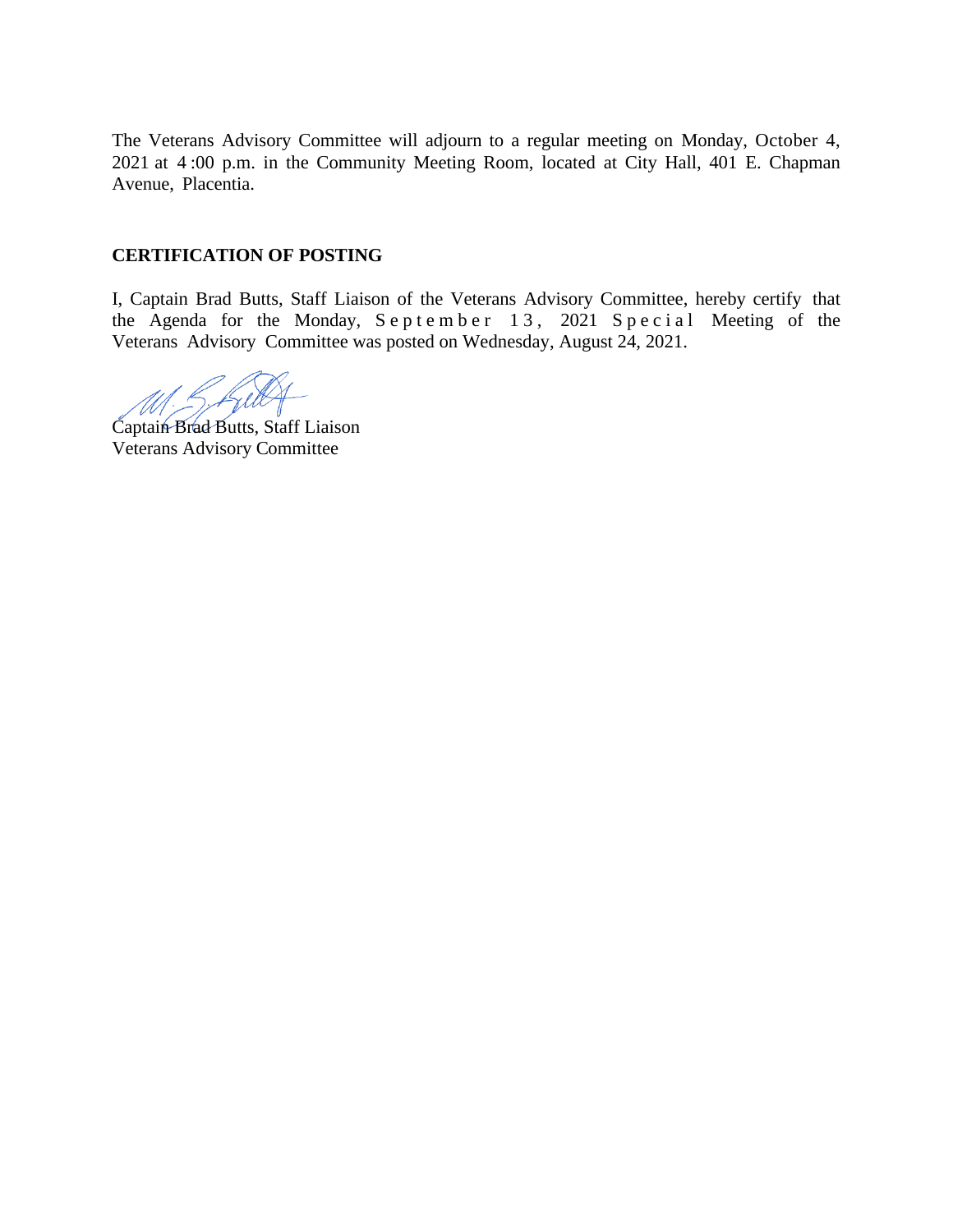The Veterans Advisory Committee will adjourn to a regular meeting on Monday, October 4, 2021 at 4:00 p.m. in the Community Meeting Room, located at City Hall, 401 E. Chapman Avenue, Placentia.

**CERTIFICATION OF POSTING**

I, Captain Brad Butts, Staff Liaison of the Veterans Advisory Committee, hereby certify that the Agenda for the Monday, September 13, 2021 Special Meeting of the Veterans Advisory Committee was posted on Wednesday, August 24, 2021.

Captain Brad Butts, Staff Liaison
Veterans Advisory Committee